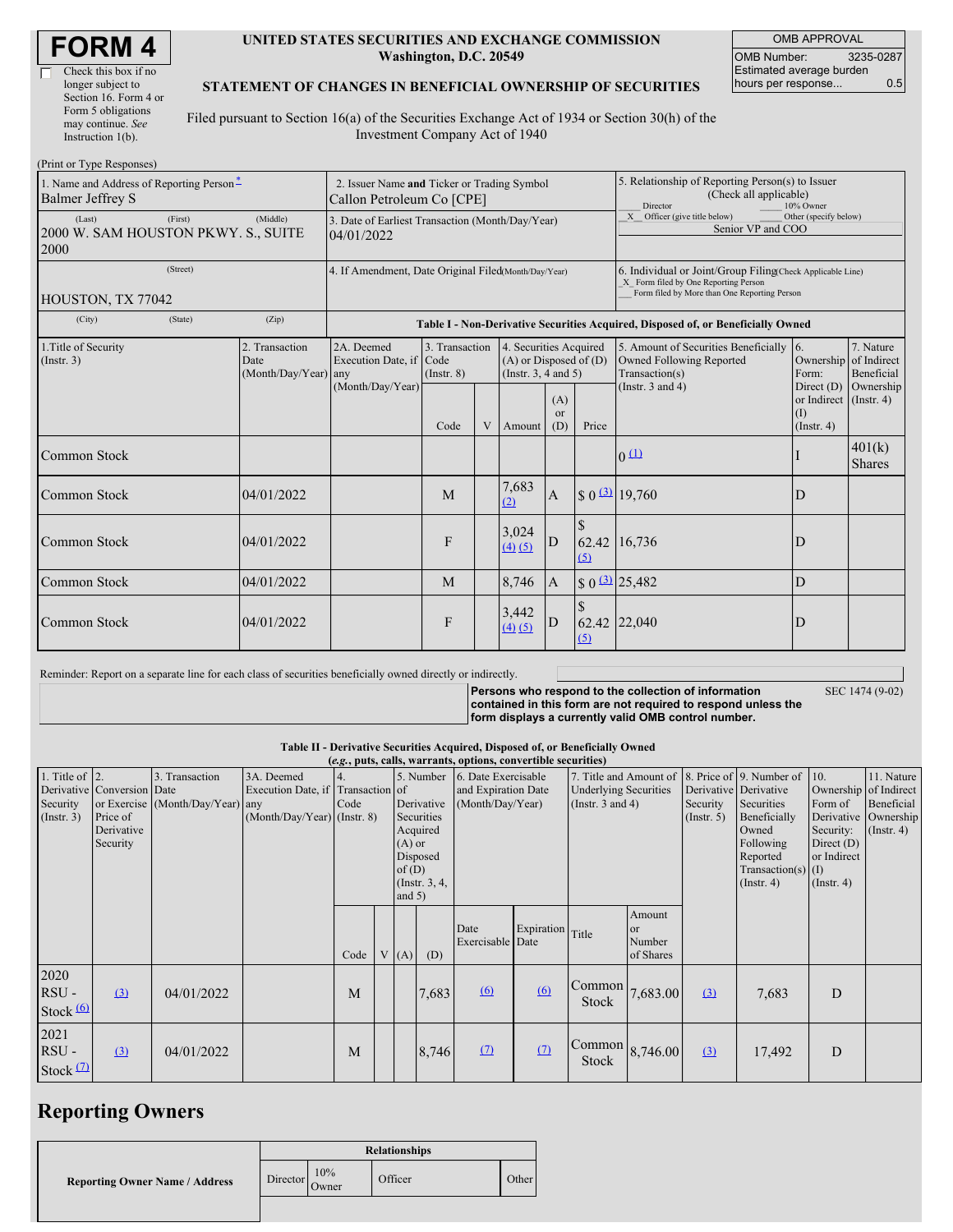# FORM 4

☐ Check this box if no longer subject to Section 16. Form 4 or Form 5 obligations may continue. *See* Instruction 1(b).

**UNITED STATES SECURITIES AND EXCHANGE COMMISSION**
**Washington, D.C. 20549**

**STATEMENT OF CHANGES IN BENEFICIAL OWNERSHIP OF SECURITIES**

Filed pursuant to Section 16(a) of the Securities Exchange Act of 1934 or Section 30(h) of the Investment Company Act of 1940

| OMB APPROVAL | |
|---|---|
| OMB Number: | 3235-0287 |
| Estimated average burden hours per response... | 0.5 |

(Print or Type Responses)

| 1. Name and Address of Reporting Person * | 2. Issuer Name and Ticker or Trading Symbol | 5. Relationship of Reporting Person(s) to Issuer (Check all applicable) |
|---|---|---|
| Balmer Jeffrey S | Callon Petroleum Co [CPE] | ___ Director ___ 10% Owner |
| (Last) (First) (Middle) 2000 W. SAM HOUSTON PKWY. S., SUITE 2000 | 3. Date of Earliest Transaction (Month/Day/Year) 04/01/2022 | _X_ Officer (give title below) ___ Other (specify below) Senior VP and COO |
| (Street) HOUSTON, TX 77042 | 4. If Amendment, Date Original Filed (Month/Day/Year) | 6. Individual or Joint/Group Filing (Check Applicable Line) _X_ Form filed by One Reporting Person ___ Form filed by More than One Reporting Person |
| (City) (State) (Zip) | | |

**Table I - Non-Derivative Securities Acquired, Disposed of, or Beneficially Owned**

| 1.Title of Security (Instr. 3) | 2. Transaction Date (Month/Day/Year) | 2A. Deemed Execution Date, if any (Month/Day/Year) | 3. Transaction Code (Instr. 8) | | 4. Securities Acquired (A) or Disposed of (D) (Instr. 3, 4 and 5) | | | 5. Amount of Securities Beneficially Owned Following Reported Transaction(s) (Instr. 3 and 4) | 6. Ownership Form: Direct (D) or Indirect (I) (Instr. 4) | 7. Nature of Indirect Beneficial Ownership (Instr. 4) |
|---|---|---|---|---|---|---|---|---|---|---|
| | | | Code | V | Amount | (A) or (D) | Price | | | |
| Common Stock | | | | | | | | 0 (1) | I | 401(k) Shares |
| Common Stock | 04/01/2022 | | M | | 7,683 (2) | A | $ 0 (3) | 19,760 | D | |
| Common Stock | 04/01/2022 | | F | | 3,024 (4) (5) | D | $ 62.42 (5) | 16,736 | D | |
| Common Stock | 04/01/2022 | | M | | 8,746 | A | $ 0 (3) | 25,482 | D | |
| Common Stock | 04/01/2022 | | F | | 3,442 (4) (5) | D | $ 62.42 (5) | 22,040 | D | |

Reminder: Report on a separate line for each class of securities beneficially owned directly or indirectly.

**Persons who respond to the collection of information contained in this form are not required to respond unless the form displays a currently valid OMB control number.** SEC 1474 (9-02)

**Table II - Derivative Securities Acquired, Disposed of, or Beneficially Owned**
**(*e.g.*, puts, calls, warrants, options, convertible securities)**

| 1. Title of Derivative Security (Instr. 3) | 2. Conversion or Exercise Price of Derivative Security | 3. Transaction Date (Month/Day/Year) | 3A. Deemed Execution Date, if any (Month/Day/Year) | 4. Transaction Code (Instr. 8) | | 5. Number of Derivative Securities Acquired (A) or Disposed of (D) (Instr. 3, 4, and 5) | | 6. Date Exercisable and Expiration Date (Month/Day/Year) | | 7. Title and Amount of Underlying Securities (Instr. 3 and 4) | | 8. Price of Derivative Security (Instr. 5) | 9. Number of Derivative Securities Beneficially Owned Following Reported Transaction(s) (Instr. 4) | 10. Ownership Form of Derivative Security: Direct (D) or Indirect (I) (Instr. 4) | 11. Nature of Indirect Beneficial Ownership (Instr. 4) |
|---|---|---|---|---|---|---|---|---|---|---|---|---|---|---|---|
| | | | | Code | V | (A) | (D) | Date Exercisable | Expiration Date | Title | Amount or Number of Shares | | | | |
| 2020 RSU - Stock (6) | (3) | 04/01/2022 | | M | | | 7,683 | (6) | (6) | Common Stock | 7,683.00 | (3) | 7,683 | D | |
| 2021 RSU - Stock (7) | (3) | 04/01/2022 | | M | | | 8,746 | (7) | (7) | Common Stock | 8,746.00 | (3) | 17,492 | D | |

## Reporting Owners

| Reporting Owner Name / Address | Relationships | | | |
|---|---|---|---|---|
| | Director | 10% Owner | Officer | Other |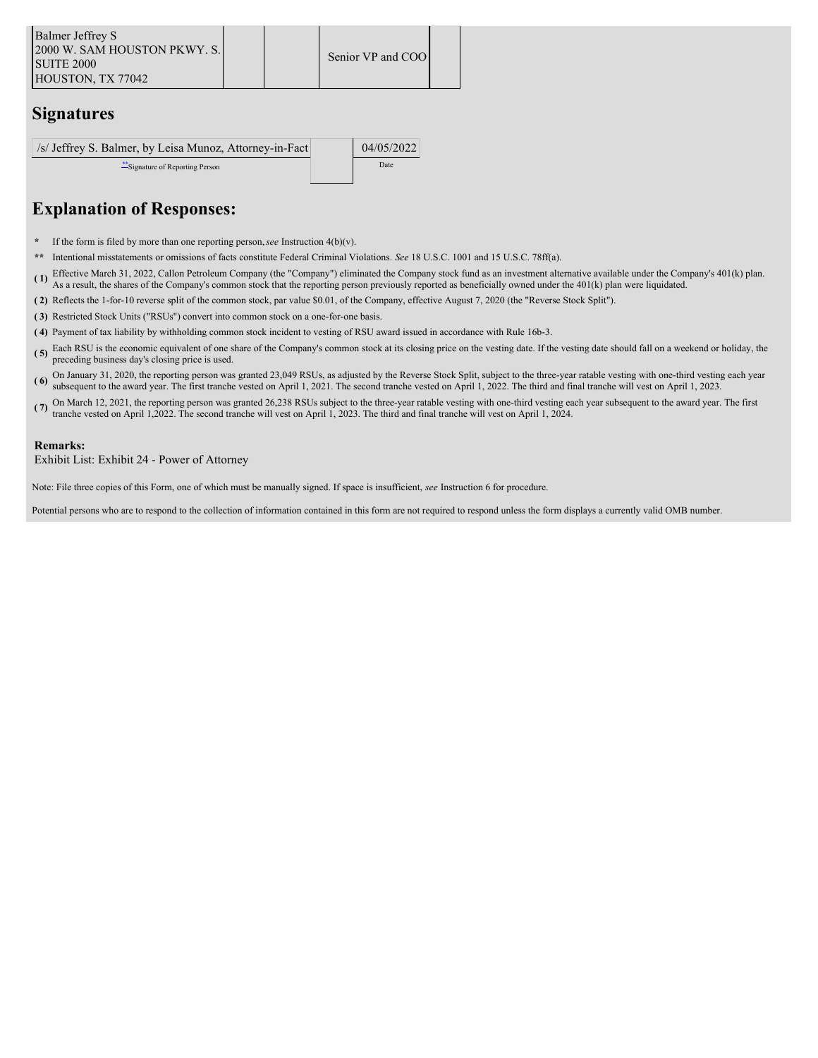| Balmer Jeffrey S<br>2000 W. SAM HOUSTON PKWY. S.<br>SUITE 2000<br>HOUSTON, TX 77042 | | | Senior VP and COO | |
|---|---|---|---|---|

## Signatures

| /s/ Jeffrey S. Balmer, by Leisa Munoz, Attorney-in-Fact | | 04/05/2022 |
|---|---|---|
| **Signature of Reporting Person | | Date |

## Explanation of Responses:

\* If the form is filed by more than one reporting person, *see* Instruction 4(b)(v).

** Intentional misstatements or omissions of facts constitute Federal Criminal Violations. *See* 18 U.S.C. 1001 and 15 U.S.C. 78ff(a).

( 1) Effective March 31, 2022, Callon Petroleum Company (the "Company") eliminated the Company stock fund as an investment alternative available under the Company's 401(k) plan. As a result, the shares of the Company's common stock that the reporting person previously reported as beneficially owned under the 401(k) plan were liquidated.

( 2) Reflects the 1-for-10 reverse split of the common stock, par value $0.01, of the Company, effective August 7, 2020 (the "Reverse Stock Split").

( 3) Restricted Stock Units ("RSUs") convert into common stock on a one-for-one basis.

( 4) Payment of tax liability by withholding common stock incident to vesting of RSU award issued in accordance with Rule 16b-3.

( 5) Each RSU is the economic equivalent of one share of the Company's common stock at its closing price on the vesting date. If the vesting date should fall on a weekend or holiday, the preceding business day's closing price is used.

( 6) On January 31, 2020, the reporting person was granted 23,049 RSUs, as adjusted by the Reverse Stock Split, subject to the three-year ratable vesting with one-third vesting each year subsequent to the award year. The first tranche vested on April 1, 2021. The second tranche vested on April 1, 2022. The third and final tranche will vest on April 1, 2023.

( 7) On March 12, 2021, the reporting person was granted 26,238 RSUs subject to the three-year ratable vesting with one-third vesting each year subsequent to the award year. The first tranche vested on April 1,2022. The second tranche will vest on April 1, 2023. The third and final tranche will vest on April 1, 2024.

**Remarks:**

Exhibit List: Exhibit 24 - Power of Attorney

Note: File three copies of this Form, one of which must be manually signed. If space is insufficient, *see* Instruction 6 for procedure.

Potential persons who are to respond to the collection of information contained in this form are not required to respond unless the form displays a currently valid OMB number.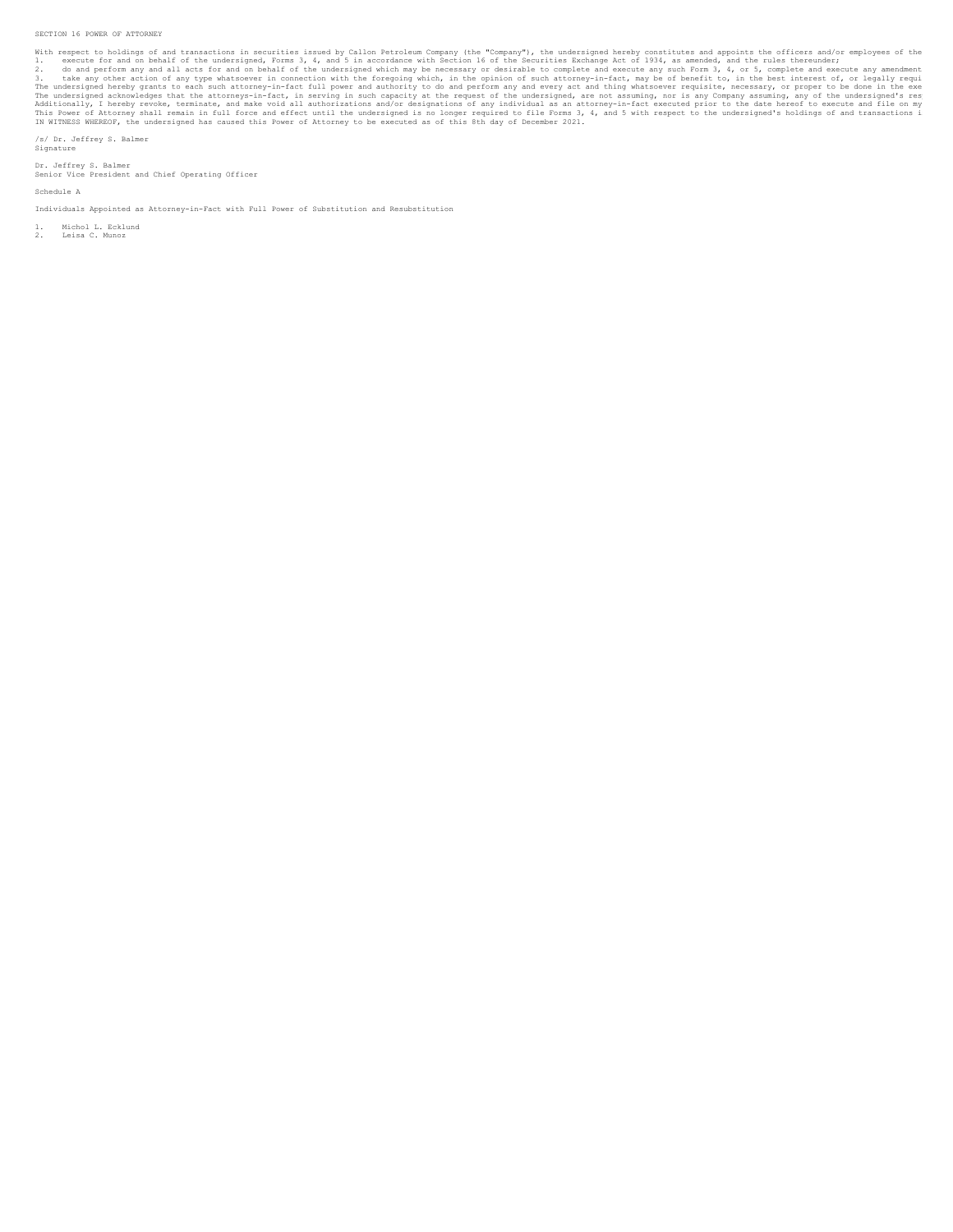SECTION 16 POWER OF ATTORNEY

With respect to holdings of and transactions in securities issued by Callon Petroleum Company (the "Company"), the undersigned hereby constitutes and appoints the officers and/or employees of the

1. execute for and on behalf of the undersigned, Forms 3, 4, and 5 in accordance with Section 16 of the Securities Exchange Act of 1934, as amended, and the rules thereunder;
2. do and perform any and all acts for and on behalf of the undersigned which may be necessary or desirable to complete and execute any such Form 3, 4, or 5, complete and execute any amendment
3. take any other action of any type whatsoever in connection with the foregoing which, in the opinion of such attorney-in-fact, may be of benefit to, in the best interest of, or legally requi

The undersigned hereby grants to each such attorney-in-fact full power and authority to do and perform any and every act and thing whatsoever requisite, necessary, or proper to be done in the exe
The undersigned acknowledges that the attorneys-in-fact, in serving in such capacity at the request of the undersigned, are not assuming, nor is any Company assuming, any of the undersigned's res
Additionally, I hereby revoke, terminate, and make void all authorizations and/or designations of any individual as an attorney-in-fact executed prior to the date hereof to execute and file on my
This Power of Attorney shall remain in full force and effect until the undersigned is no longer required to file Forms 3, 4, and 5 with respect to the undersigned's holdings of and transactions i
IN WITNESS WHEREOF, the undersigned has caused this Power of Attorney to be executed as of this 8th day of December 2021.

/s/ Dr. Jeffrey S. Balmer
Signature

Dr. Jeffrey S. Balmer
Senior Vice President and Chief Operating Officer

Schedule A

Individuals Appointed as Attorney-in-Fact with Full Power of Substitution and Resubstitution

1. Michol L. Ecklund
2. Leisa C. Munoz